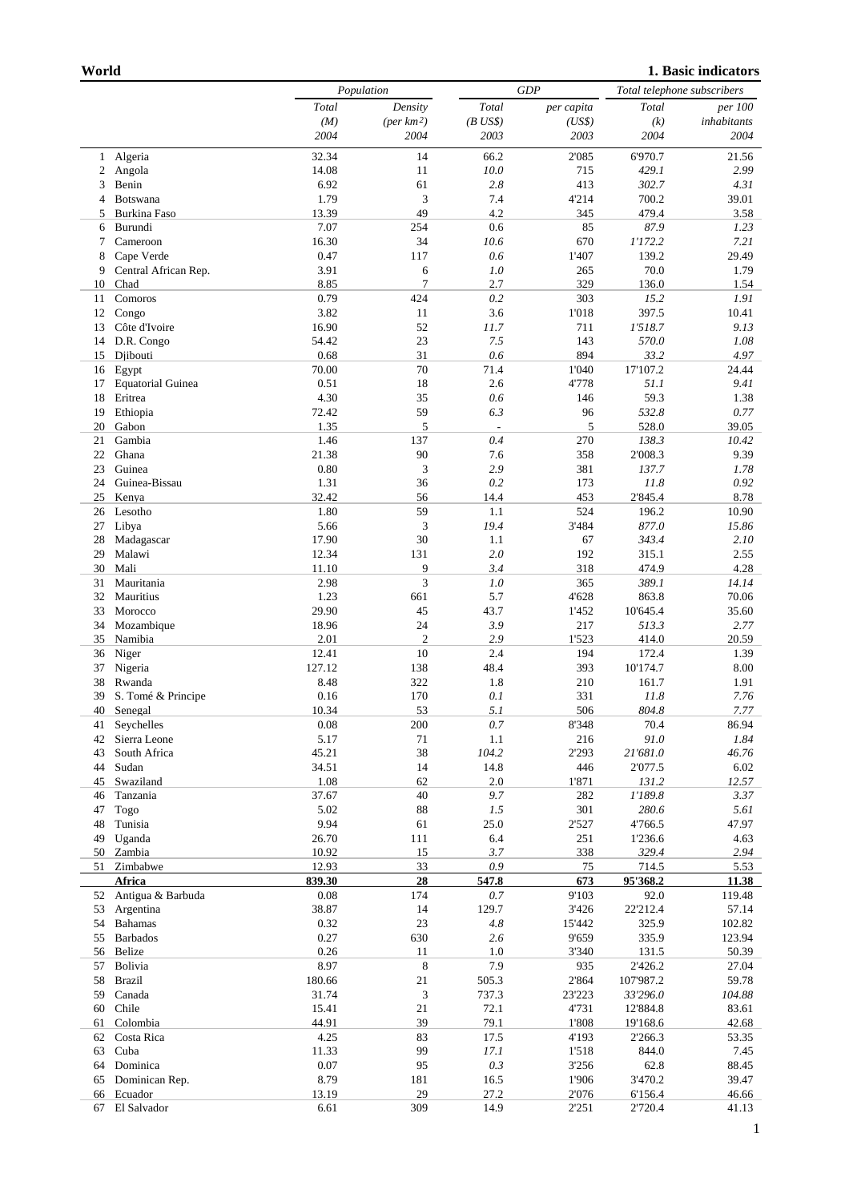**World** **1. Basic indicators**

| | | Population | | GDP | | Total telephone subscribers | |
|---|---|---|---|---|---|---|---|
| | | Total | Density | Total | per capita | Total | per 100 |
| | | (M) | (per km²) | (B US$) | (US$) | (k) | inhabitants |
| | | 2004 | 2004 | 2003 | 2003 | 2004 | 2004 |
| 1 | Algeria | 32.34 | 14 | 66.2 | 2'085 | 6'970.7 | 21.56 |
| 2 | Angola | 14.08 | 11 | *10.0* | 715 | *429.1* | *2.99* |
| 3 | Benin | 6.92 | 61 | *2.8* | 413 | 302.7 | 4.31 |
| 4 | Botswana | 1.79 | 3 | 7.4 | 4'214 | 700.2 | 39.01 |
| 5 | Burkina Faso | 13.39 | 49 | 4.2 | 345 | 479.4 | 3.58 |
| 6 | Burundi | 7.07 | 254 | 0.6 | 85 | *87.9* | *1.23* |
| 7 | Cameroon | 16.30 | 34 | *10.6* | 670 | *1'172.2* | *7.21* |
| 8 | Cape Verde | 0.47 | 117 | *0.6* | 1'407 | 139.2 | 29.49 |
| 9 | Central African Rep. | 3.91 | 6 | *1.0* | 265 | 70.0 | 1.79 |
| 10 | Chad | 8.85 | 7 | 2.7 | 329 | 136.0 | 1.54 |
| 11 | Comoros | 0.79 | 424 | *0.2* | 303 | *15.2* | *1.91* |
| 12 | Congo | 3.82 | 11 | 3.6 | 1'018 | 397.5 | 10.41 |
| 13 | Côte d'Ivoire | 16.90 | 52 | *11.7* | 711 | *1'518.7* | *9.13* |
| 14 | D.R. Congo | 54.42 | 23 | *7.5* | 143 | *570.0* | *1.08* |
| 15 | Djibouti | 0.68 | 31 | *0.6* | 894 | *33.2* | *4.97* |
| 16 | Egypt | 70.00 | 70 | 71.4 | 1'040 | 17'107.2 | 24.44 |
| 17 | Equatorial Guinea | 0.51 | 18 | 2.6 | 4'778 | *51.1* | *9.41* |
| 18 | Eritrea | 4.30 | 35 | *0.6* | 146 | 59.3 | 1.38 |
| 19 | Ethiopia | 72.42 | 59 | *6.3* | 96 | *532.8* | *0.77* |
| 20 | Gabon | 1.35 | 5 | - | 5 | 528.0 | 39.05 |
| 21 | Gambia | 1.46 | 137 | *0.4* | 270 | *138.3* | *10.42* |
| 22 | Ghana | 21.38 | 90 | 7.6 | 358 | 2'008.3 | 9.39 |
| 23 | Guinea | 0.80 | 3 | *2.9* | 381 | *137.7* | *1.78* |
| 24 | Guinea-Bissau | 1.31 | 36 | *0.2* | 173 | *11.8* | *0.92* |
| 25 | Kenya | 32.42 | 56 | 14.4 | 453 | 2'845.4 | 8.78 |
| 26 | Lesotho | 1.80 | 59 | 1.1 | 524 | 196.2 | 10.90 |
| 27 | Libya | 5.66 | 3 | *19.4* | 3'484 | *877.0* | *15.86* |
| 28 | Madagascar | 17.90 | 30 | 1.1 | 67 | *343.4* | *2.10* |
| 29 | Malawi | 12.34 | 131 | *2.0* | 192 | 315.1 | 2.55 |
| 30 | Mali | 11.10 | 9 | *3.4* | 318 | 474.9 | 4.28 |
| 31 | Mauritania | 2.98 | 3 | *1.0* | 365 | *389.1* | *14.14* |
| 32 | Mauritius | 1.23 | 661 | 5.7 | 4'628 | 863.8 | 70.06 |
| 33 | Morocco | 29.90 | 45 | 43.7 | 1'452 | 10'645.4 | 35.60 |
| 34 | Mozambique | 18.96 | 24 | *3.9* | 217 | *513.3* | *2.77* |
| 35 | Namibia | 2.01 | 2 | *2.9* | 1'523 | 414.0 | 20.59 |
| 36 | Niger | 12.41 | 10 | 2.4 | 194 | 172.4 | 1.39 |
| 37 | Nigeria | 127.12 | 138 | 48.4 | 393 | 10'174.7 | 8.00 |
| 38 | Rwanda | 8.48 | 322 | 1.8 | 210 | 161.7 | 1.91 |
| 39 | S. Tomé & Principe | 0.16 | 170 | *0.1* | 331 | *11.8* | *7.76* |
| 40 | Senegal | 10.34 | 53 | *5.1* | 506 | *804.8* | *7.77* |
| 41 | Seychelles | 0.08 | 200 | *0.7* | 8'348 | 70.4 | 86.94 |
| 42 | Sierra Leone | 5.17 | 71 | 1.1 | 216 | *91.0* | *1.84* |
| 43 | South Africa | 45.21 | 38 | *104.2* | 2'293 | *21'681.0* | *46.76* |
| 44 | Sudan | 34.51 | 14 | 14.8 | 446 | 2'077.5 | 6.02 |
| 45 | Swaziland | 1.08 | 62 | 2.0 | 1'871 | *131.2* | *12.57* |
| 46 | Tanzania | 37.67 | 40 | *9.7* | 282 | *1'189.8* | *3.37* |
| 47 | Togo | 5.02 | 88 | *1.5* | 301 | *280.6* | *5.61* |
| 48 | Tunisia | 9.94 | 61 | 25.0 | 2'527 | 4'766.5 | 47.97 |
| 49 | Uganda | 26.70 | 111 | 6.4 | 251 | 1'236.6 | 4.63 |
| 50 | Zambia | 10.92 | 15 | *3.7* | 338 | *329.4* | *2.94* |
| 51 | Zimbabwe | 12.93 | 33 | *0.9* | 75 | 714.5 | 5.53 |
| | **Africa** | **839.30** | **28** | **547.8** | **673** | **95'368.2** | **11.38** |
| 52 | Antigua & Barbuda | 0.08 | 174 | *0.7* | 9'103 | 92.0 | 119.48 |
| 53 | Argentina | 38.87 | 14 | 129.7 | 3'426 | 22'212.4 | 57.14 |
| 54 | Bahamas | 0.32 | 23 | *4.8* | 15'442 | 325.9 | 102.82 |
| 55 | Barbados | 0.27 | 630 | *2.6* | 9'659 | 335.9 | 123.94 |
| 56 | Belize | 0.26 | 11 | 1.0 | 3'340 | 131.5 | 50.39 |
| 57 | Bolivia | 8.97 | 8 | 7.9 | 935 | 2'426.2 | 27.04 |
| 58 | Brazil | 180.66 | 21 | 505.3 | 2'864 | 107'987.2 | 59.78 |
| 59 | Canada | 31.74 | 3 | 737.3 | 23'223 | *33'296.0* | *104.88* |
| 60 | Chile | 15.41 | 21 | 72.1 | 4'731 | 12'884.8 | 83.61 |
| 61 | Colombia | 44.91 | 39 | 79.1 | 1'808 | 19'168.6 | 42.68 |
| 62 | Costa Rica | 4.25 | 83 | 17.5 | 4'193 | 2'266.3 | 53.35 |
| 63 | Cuba | 11.33 | 99 | *17.1* | 1'518 | 844.0 | 7.45 |
| 64 | Dominica | 0.07 | 95 | *0.3* | 3'256 | 62.8 | 88.45 |
| 65 | Dominican Rep. | 8.79 | 181 | 16.5 | 1'906 | 3'470.2 | 39.47 |
| 66 | Ecuador | 13.19 | 29 | 27.2 | 2'076 | 6'156.4 | 46.66 |
| 67 | El Salvador | 6.61 | 309 | 14.9 | 2'251 | 2'720.4 | 41.13 |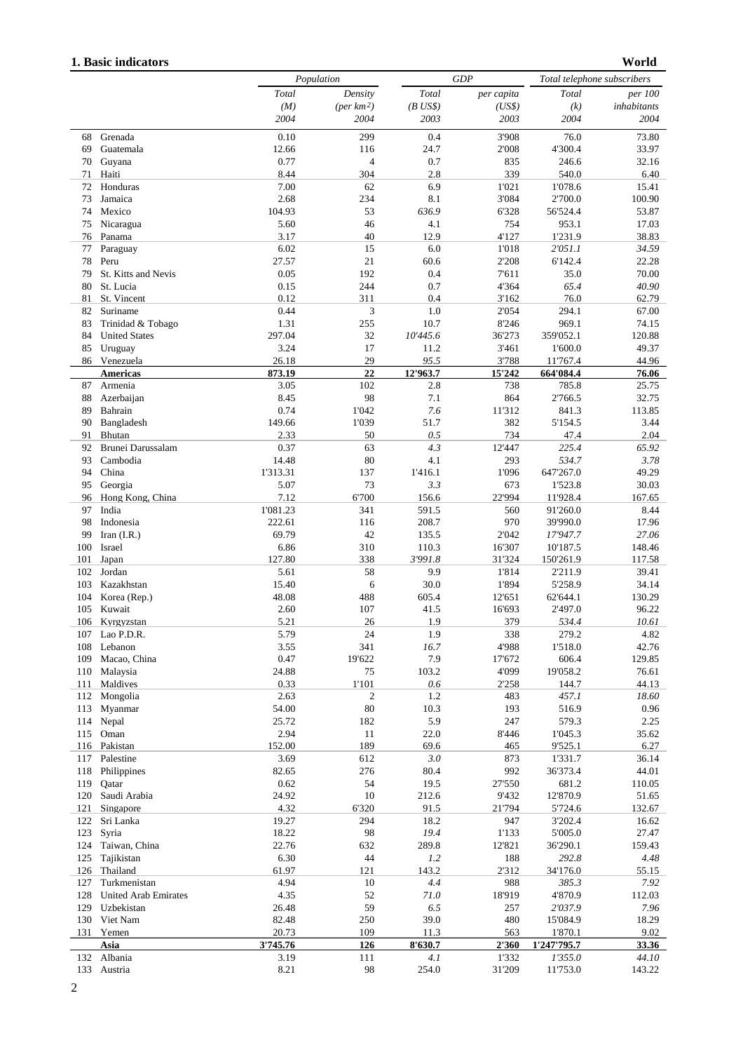## 1. Basic indicators

**World**

| | | Population | | GDP | | Total telephone subscribers | |
|---|---|---|---|---|---|---|---|
| | | Total (M) 2004 | Density (per km²) 2004 | Total (B US$) 2003 | per capita (US$) 2003 | Total (k) 2004 | per 100 inhabitants 2004 |
| 68 | Grenada | 0.10 | 299 | 0.4 | 3'908 | 76.0 | 73.80 |
| 69 | Guatemala | 12.66 | 116 | 24.7 | 2'008 | 4'300.4 | 33.97 |
| 70 | Guyana | 0.77 | 4 | 0.7 | 835 | 246.6 | 32.16 |
| 71 | Haiti | 8.44 | 304 | 2.8 | 339 | 540.0 | 6.40 |
| 72 | Honduras | 7.00 | 62 | 6.9 | 1'021 | 1'078.6 | 15.41 |
| 73 | Jamaica | 2.68 | 234 | 8.1 | 3'084 | 2'700.0 | 100.90 |
| 74 | Mexico | 104.93 | 53 | *636.9* | 6'328 | 56'524.4 | 53.87 |
| 75 | Nicaragua | 5.60 | 46 | 4.1 | 754 | 953.1 | 17.03 |
| 76 | Panama | 3.17 | 40 | 12.9 | 4'127 | 1'231.9 | 38.83 |
| 77 | Paraguay | 6.02 | 15 | 6.0 | 1'018 | *2'051.1* | *34.59* |
| 78 | Peru | 27.57 | 21 | 60.6 | 2'208 | 6'142.4 | 22.28 |
| 79 | St. Kitts and Nevis | 0.05 | 192 | 0.4 | 7'611 | 35.0 | 70.00 |
| 80 | St. Lucia | 0.15 | 244 | 0.7 | 4'364 | *65.4* | *40.90* |
| 81 | St. Vincent | 0.12 | 311 | 0.4 | 3'162 | 76.0 | 62.79 |
| 82 | Suriname | 0.44 | 3 | 1.0 | 2'054 | 294.1 | 67.00 |
| 83 | Trinidad & Tobago | 1.31 | 255 | 10.7 | 8'246 | 969.1 | 74.15 |
| 84 | United States | 297.04 | 32 | *10'445.6* | 36'273 | 359'052.1 | 120.88 |
| 85 | Uruguay | 3.24 | 17 | 11.2 | 3'461 | 1'600.0 | 49.37 |
| 86 | Venezuela | 26.18 | 29 | *95.5* | 3'788 | 11'767.4 | 44.96 |
| | **Americas** | **873.19** | **22** | **12'963.7** | **15'242** | **664'084.4** | **76.06** |
| 87 | Armenia | 3.05 | 102 | 2.8 | 738 | 785.8 | 25.75 |
| 88 | Azerbaijan | 8.45 | 98 | 7.1 | 864 | 2'766.5 | 32.75 |
| 89 | Bahrain | 0.74 | 1'042 | *7.6* | 11'312 | 841.3 | 113.85 |
| 90 | Bangladesh | 149.66 | 1'039 | 51.7 | 382 | 5'154.5 | 3.44 |
| 91 | Bhutan | 2.33 | 50 | *0.5* | 734 | 47.4 | 2.04 |
| 92 | Brunei Darussalam | 0.37 | 63 | *4.3* | 12'447 | *225.4* | *65.92* |
| 93 | Cambodia | 14.48 | 80 | 4.1 | 293 | *534.7* | *3.78* |
| 94 | China | 1'313.31 | 137 | 1'416.1 | 1'096 | 647'267.0 | 49.29 |
| 95 | Georgia | 5.07 | 73 | *3.3* | 673 | 1'523.8 | 30.03 |
| 96 | Hong Kong, China | 7.12 | 6'700 | 156.6 | 22'994 | 11'928.4 | 167.65 |
| 97 | India | 1'081.23 | 341 | 591.5 | 560 | 91'260.0 | 8.44 |
| 98 | Indonesia | 222.61 | 116 | 208.7 | 970 | 39'990.0 | 17.96 |
| 99 | Iran (I.R.) | 69.79 | 42 | 135.5 | 2'042 | *17'947.7* | *27.06* |
| 100 | Israel | 6.86 | 310 | 110.3 | 16'307 | 10'187.5 | 148.46 |
| 101 | Japan | 127.80 | 338 | *3'991.8* | 31'324 | 150'261.9 | 117.58 |
| 102 | Jordan | 5.61 | 58 | 9.9 | 1'814 | 2'211.9 | 39.41 |
| 103 | Kazakhstan | 15.40 | 6 | 30.0 | 1'894 | 5'258.9 | 34.14 |
| 104 | Korea (Rep.) | 48.08 | 488 | 605.4 | 12'651 | 62'644.1 | 130.29 |
| 105 | Kuwait | 2.60 | 107 | 41.5 | 16'693 | 2'497.0 | 96.22 |
| 106 | Kyrgyzstan | 5.21 | 26 | 1.9 | 379 | *534.4* | *10.61* |
| 107 | Lao P.D.R. | 5.79 | 24 | 1.9 | 338 | 279.2 | 4.82 |
| 108 | Lebanon | 3.55 | 341 | *16.7* | 4'988 | 1'518.0 | 42.76 |
| 109 | Macao, China | 0.47 | 19'622 | 7.9 | 17'672 | 606.4 | 129.85 |
| 110 | Malaysia | 24.88 | 75 | 103.2 | 4'099 | 19'058.2 | 76.61 |
| 111 | Maldives | 0.33 | 1'101 | *0.6* | 2'258 | 144.7 | 44.13 |
| 112 | Mongolia | 2.63 | 2 | 1.2 | 483 | *457.1* | *18.60* |
| 113 | Myanmar | 54.00 | 80 | 10.3 | 193 | 516.9 | 0.96 |
| 114 | Nepal | 25.72 | 182 | 5.9 | 247 | 579.3 | 2.25 |
| 115 | Oman | 2.94 | 11 | 22.0 | 8'446 | 1'045.3 | 35.62 |
| 116 | Pakistan | 152.00 | 189 | 69.6 | 465 | 9'525.1 | 6.27 |
| 117 | Palestine | 3.69 | 612 | *3.0* | 873 | 1'331.7 | 36.14 |
| 118 | Philippines | 82.65 | 276 | 80.4 | 992 | 36'373.4 | 44.01 |
| 119 | Qatar | 0.62 | 54 | 19.5 | 27'550 | 681.2 | 110.05 |
| 120 | Saudi Arabia | 24.92 | 10 | 212.6 | 9'432 | 12'870.9 | 51.65 |
| 121 | Singapore | 4.32 | 6'320 | 91.5 | 21'794 | 5'724.6 | 132.67 |
| 122 | Sri Lanka | 19.27 | 294 | 18.2 | 947 | 3'202.4 | 16.62 |
| 123 | Syria | 18.22 | 98 | *19.4* | 1'133 | 5'005.0 | 27.47 |
| 124 | Taiwan, China | 22.76 | 632 | 289.8 | 12'821 | 36'290.1 | 159.43 |
| 125 | Tajikistan | 6.30 | 44 | *1.2* | 188 | *292.8* | *4.48* |
| 126 | Thailand | 61.97 | 121 | 143.2 | 2'312 | 34'176.0 | 55.15 |
| 127 | Turkmenistan | 4.94 | 10 | *4.4* | 988 | *385.3* | *7.92* |
| 128 | United Arab Emirates | 4.35 | 52 | *71.0* | 18'919 | 4'870.9 | 112.03 |
| 129 | Uzbekistan | 26.48 | 59 | *6.5* | 257 | *2'037.9* | *7.96* |
| 130 | Viet Nam | 82.48 | 250 | 39.0 | 480 | 15'084.9 | 18.29 |
| 131 | Yemen | 20.73 | 109 | 11.3 | 563 | 1'870.1 | 9.02 |
| | **Asia** | **3'745.76** | **126** | **8'630.7** | **2'360** | **1'247'795.7** | **33.36** |
| 132 | Albania | 3.19 | 111 | *4.1* | 1'332 | *1'355.0* | *44.10* |
| 133 | Austria | 8.21 | 98 | 254.0 | 31'209 | 11'753.0 | 143.22 |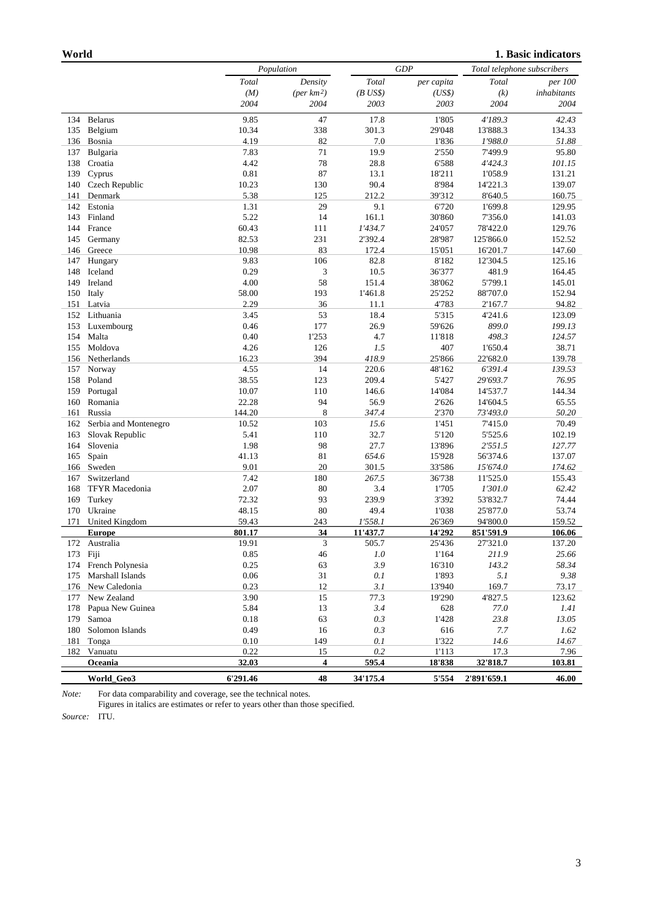**World** **1. Basic indicators**

| | | Population | | GDP | | Total telephone subscribers | |
|---|---|---|---|---|---|---|---|
| | | Total (M) 2004 | Density (per km²) 2004 | Total (B US$) 2003 | per capita (US$) 2003 | Total (k) 2004 | per 100 inhabitants 2004 |
| 134 | Belarus | 9.85 | 47 | 17.8 | 1'805 | *4'189.3* | *42.43* |
| 135 | Belgium | 10.34 | 338 | 301.3 | 29'048 | 13'888.3 | 134.33 |
| 136 | Bosnia | 4.19 | 82 | 7.0 | 1'836 | *1'988.0* | *51.88* |
| 137 | Bulgaria | 7.83 | 71 | 19.9 | 2'550 | 7'499.9 | 95.80 |
| 138 | Croatia | 4.42 | 78 | 28.8 | 6'588 | *4'424.3* | *101.15* |
| 139 | Cyprus | 0.81 | 87 | 13.1 | 18'211 | 1'058.9 | 131.21 |
| 140 | Czech Republic | 10.23 | 130 | 90.4 | 8'984 | 14'221.3 | 139.07 |
| 141 | Denmark | 5.38 | 125 | 212.2 | 39'312 | 8'640.5 | 160.75 |
| 142 | Estonia | 1.31 | 29 | 9.1 | 6'720 | 1'699.8 | 129.95 |
| 143 | Finland | 5.22 | 14 | 161.1 | 30'860 | 7'356.0 | 141.03 |
| 144 | France | 60.43 | 111 | *1'434.7* | 24'057 | 78'422.0 | 129.76 |
| 145 | Germany | 82.53 | 231 | 2'392.4 | 28'987 | 125'866.0 | 152.52 |
| 146 | Greece | 10.98 | 83 | 172.4 | 15'051 | 16'201.7 | 147.60 |
| 147 | Hungary | 9.83 | 106 | 82.8 | 8'182 | 12'304.5 | 125.16 |
| 148 | Iceland | 0.29 | 3 | 10.5 | 36'377 | 481.9 | 164.45 |
| 149 | Ireland | 4.00 | 58 | 151.4 | 38'062 | 5'799.1 | 145.01 |
| 150 | Italy | 58.00 | 193 | 1'461.8 | 25'252 | 88'707.0 | 152.94 |
| 151 | Latvia | 2.29 | 36 | 11.1 | 4'783 | 2'167.7 | 94.82 |
| 152 | Lithuania | 3.45 | 53 | 18.4 | 5'315 | 4'241.6 | 123.09 |
| 153 | Luxembourg | 0.46 | 177 | 26.9 | 59'626 | *899.0* | *199.13* |
| 154 | Malta | 0.40 | 1'253 | 4.7 | 11'818 | *498.3* | *124.57* |
| 155 | Moldova | 4.26 | 126 | *1.5* | 407 | 1'650.4 | 38.71 |
| 156 | Netherlands | 16.23 | 394 | *418.9* | 25'866 | 22'682.0 | 139.78 |
| 157 | Norway | 4.55 | 14 | 220.6 | 48'162 | *6'391.4* | *139.53* |
| 158 | Poland | 38.55 | 123 | 209.4 | 5'427 | *29'693.7* | *76.95* |
| 159 | Portugal | 10.07 | 110 | 146.6 | 14'084 | 14'537.7 | 144.34 |
| 160 | Romania | 22.28 | 94 | 56.9 | 2'626 | 14'604.5 | 65.55 |
| 161 | Russia | 144.20 | 8 | *347.4* | 2'370 | *73'403.0* | *50.20* |
| 162 | Serbia and Montenegro | 10.52 | 103 | *15.6* | 1'451 | 7'415.0 | 70.49 |
| 163 | Slovak Republic | 5.41 | 110 | 32.7 | 5'120 | 5'525.6 | 102.19 |
| 164 | Slovenia | 1.98 | 98 | 27.7 | 13'896 | *2'551.5* | *127.77* |
| 165 | Spain | 41.13 | 81 | *654.6* | 15'928 | 56'374.6 | 137.07 |
| 166 | Sweden | 9.01 | 20 | 301.5 | 33'586 | *15'674.0* | *174.62* |
| 167 | Switzerland | 7.42 | 180 | *267.5* | 36'738 | 11'525.0 | 155.43 |
| 168 | TFYR Macedonia | 2.07 | 80 | 3.4 | 1'705 | *1'301.0* | *62.42* |
| 169 | Turkey | 72.32 | 93 | 239.9 | 3'392 | 53'832.7 | 74.44 |
| 170 | Ukraine | 48.15 | 80 | 49.4 | 1'038 | 25'877.0 | 53.74 |
| 171 | United Kingdom | 59.43 | 243 | *1'558.1* | 26'369 | 94'800.0 | 159.52 |
| | **Europe** | **801.17** | **34** | **11'437.7** | **14'292** | **851'591.9** | **106.06** |
| 172 | Australia | 19.91 | 3 | 505.7 | 25'436 | 27'321.0 | 137.20 |
| 173 | Fiji | 0.85 | 46 | *1.0* | 1'164 | *211.9* | *25.66* |
| 174 | French Polynesia | 0.25 | 63 | *3.9* | 16'310 | *143.2* | *58.34* |
| 175 | Marshall Islands | 0.06 | 31 | *0.1* | 1'893 | *5.1* | *9.38* |
| 176 | New Caledonia | 0.23 | 12 | *3.1* | 13'940 | 169.7 | 73.17 |
| 177 | New Zealand | 3.90 | 15 | 77.3 | 19'290 | 4'827.5 | 123.62 |
| 178 | Papua New Guinea | 5.84 | 13 | *3.4* | 628 | *77.0* | *1.41* |
| 179 | Samoa | 0.18 | 63 | *0.3* | 1'428 | *23.8* | *13.05* |
| 180 | Solomon Islands | 0.49 | 16 | *0.3* | 616 | *7.7* | *1.62* |
| 181 | Tonga | 0.10 | 149 | *0.1* | 1'322 | *14.6* | *14.67* |
| 182 | Vanuatu | 0.22 | 15 | *0.2* | 1'113 | 17.3 | 7.96 |
| | **Oceania** | **32.03** | **4** | **595.4** | **18'838** | **32'818.7** | **103.81** |
| | **World_Geo3** | **6'291.46** | **48** | **34'175.4** | **5'554** | **2'891'659.1** | **46.00** |

*Note:* For data comparability and coverage, see the technical notes.
Figures in italics are estimates or refer to years other than those specified.

*Source:* ITU.